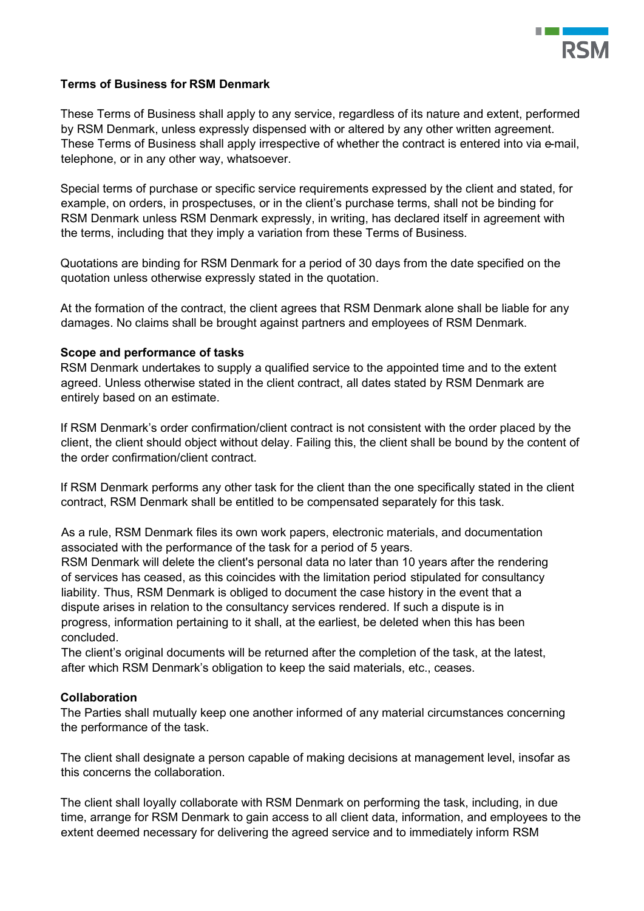# Terms of Business for RSM Denmark

These Terms of Business shall apply to any service, regardless of its nature and extent, performed by RSM Denmark, unless expressly dispensed with or altered by any other written agreement. These Terms of Business shall apply irrespective of whether the contract is entered into via e-mail, telephone, or in any other way, whatsoever.

Special terms of purchase or specific service requirements expressed by the client and stated, for example, on orders, in prospectuses, or in the client's purchase terms, shall not be binding for RSM Denmark unless RSM Denmark expressly, in writing, has declared itself in agreement with the terms, including that they imply a variation from these Terms of Business.

Quotations are binding for RSM Denmark for a period of 30 days from the date specified on the quotation unless otherwise expressly stated in the quotation.

At the formation of the contract, the client agrees that RSM Denmark alone shall be liable for any damages. No claims shall be brought against partners and employees of RSM Denmark.

## Scope and performance of tasks

RSM Denmark undertakes to supply a qualified service to the appointed time and to the extent agreed. Unless otherwise stated in the client contract, all dates stated by RSM Denmark are entirely based on an estimate.

If RSM Denmark's order confirmation/client contract is not consistent with the order placed by the client, the client should object without delay. Failing this, the client shall be bound by the content of the order confirmation/client contract.

If RSM Denmark performs any other task for the client than the one specifically stated in the client contract, RSM Denmark shall be entitled to be compensated separately for this task.

As a rule, RSM Denmark files its own work papers, electronic materials, and documentation associated with the performance of the task for a period of 5 years.
RSM Denmark will delete the client's personal data no later than 10 years after the rendering of services has ceased, as this coincides with the limitation period stipulated for consultancy liability. Thus, RSM Denmark is obliged to document the case history in the event that a dispute arises in relation to the consultancy services rendered. If such a dispute is in progress, information pertaining to it shall, at the earliest, be deleted when this has been concluded.
The client's original documents will be returned after the completion of the task, at the latest, after which RSM Denmark's obligation to keep the said materials, etc., ceases.

## Collaboration

The Parties shall mutually keep one another informed of any material circumstances concerning the performance of the task.

The client shall designate a person capable of making decisions at management level, insofar as this concerns the collaboration.

The client shall loyally collaborate with RSM Denmark on performing the task, including, in due time, arrange for RSM Denmark to gain access to all client data, information, and employees to the extent deemed necessary for delivering the agreed service and to immediately inform RSM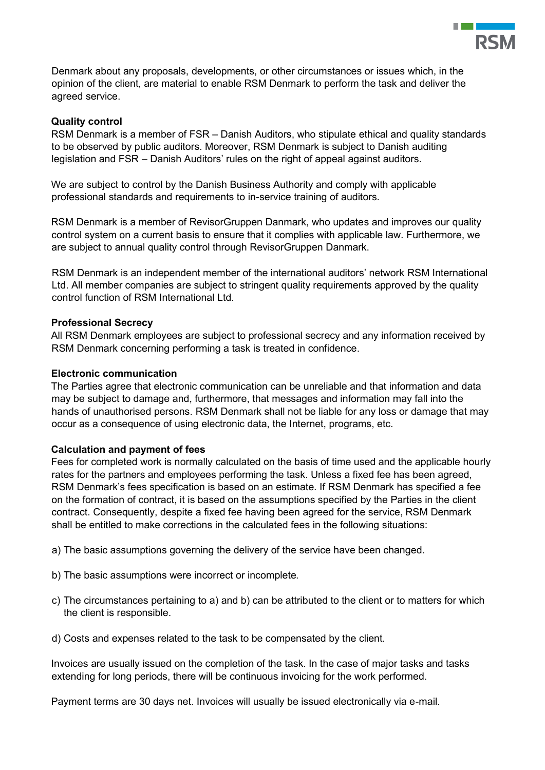Denmark about any proposals, developments, or other circumstances or issues which, in the opinion of the client, are material to enable RSM Denmark to perform the task and deliver the agreed service.

**Quality control**

RSM Denmark is a member of FSR – Danish Auditors, who stipulate ethical and quality standards to be observed by public auditors. Moreover, RSM Denmark is subject to Danish auditing legislation and FSR – Danish Auditors' rules on the right of appeal against auditors.

We are subject to control by the Danish Business Authority and comply with applicable professional standards and requirements to in-service training of auditors.

RSM Denmark is a member of RevisorGruppen Danmark, who updates and improves our quality control system on a current basis to ensure that it complies with applicable law. Furthermore, we are subject to annual quality control through RevisorGruppen Danmark.

RSM Denmark is an independent member of the international auditors' network RSM International Ltd. All member companies are subject to stringent quality requirements approved by the quality control function of RSM International Ltd.

**Professional Secrecy**

All RSM Denmark employees are subject to professional secrecy and any information received by RSM Denmark concerning performing a task is treated in confidence.

**Electronic communication**

The Parties agree that electronic communication can be unreliable and that information and data may be subject to damage and, furthermore, that messages and information may fall into the hands of unauthorised persons. RSM Denmark shall not be liable for any loss or damage that may occur as a consequence of using electronic data, the Internet, programs, etc.

**Calculation and payment of fees**

Fees for completed work is normally calculated on the basis of time used and the applicable hourly rates for the partners and employees performing the task. Unless a fixed fee has been agreed, RSM Denmark's fees specification is based on an estimate. If RSM Denmark has specified a fee on the formation of contract, it is based on the assumptions specified by the Parties in the client contract. Consequently, despite a fixed fee having been agreed for the service, RSM Denmark shall be entitled to make corrections in the calculated fees in the following situations:

a) The basic assumptions governing the delivery of the service have been changed.

b) The basic assumptions were incorrect or incomplete.

c) The circumstances pertaining to a) and b) can be attributed to the client or to matters for which the client is responsible.

d) Costs and expenses related to the task to be compensated by the client.

Invoices are usually issued on the completion of the task. In the case of major tasks and tasks extending for long periods, there will be continuous invoicing for the work performed.

Payment terms are 30 days net. Invoices will usually be issued electronically via e-mail.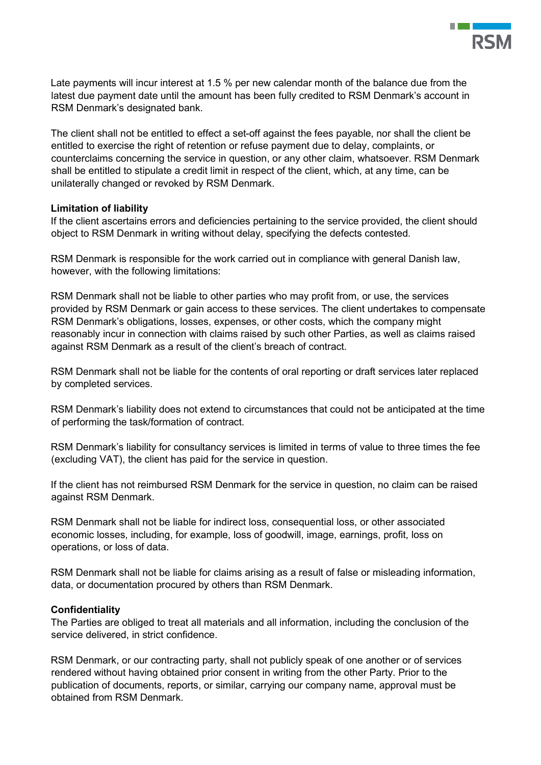Late payments will incur interest at 1.5 % per new calendar month of the balance due from the latest due payment date until the amount has been fully credited to RSM Denmark's account in RSM Denmark's designated bank.

The client shall not be entitled to effect a set-off against the fees payable, nor shall the client be entitled to exercise the right of retention or refuse payment due to delay, complaints, or counterclaims concerning the service in question, or any other claim, whatsoever. RSM Denmark shall be entitled to stipulate a credit limit in respect of the client, which, at any time, can be unilaterally changed or revoked by RSM Denmark.

**Limitation of liability**

If the client ascertains errors and deficiencies pertaining to the service provided, the client should object to RSM Denmark in writing without delay, specifying the defects contested.

RSM Denmark is responsible for the work carried out in compliance with general Danish law, however, with the following limitations:

RSM Denmark shall not be liable to other parties who may profit from, or use, the services provided by RSM Denmark or gain access to these services. The client undertakes to compensate RSM Denmark's obligations, losses, expenses, or other costs, which the company might reasonably incur in connection with claims raised by such other Parties, as well as claims raised against RSM Denmark as a result of the client's breach of contract.

RSM Denmark shall not be liable for the contents of oral reporting or draft services later replaced by completed services.

RSM Denmark's liability does not extend to circumstances that could not be anticipated at the time of performing the task/formation of contract.

RSM Denmark's liability for consultancy services is limited in terms of value to three times the fee (excluding VAT), the client has paid for the service in question.

If the client has not reimbursed RSM Denmark for the service in question, no claim can be raised against RSM Denmark.

RSM Denmark shall not be liable for indirect loss, consequential loss, or other associated economic losses, including, for example, loss of goodwill, image, earnings, profit, loss on operations, or loss of data.

RSM Denmark shall not be liable for claims arising as a result of false or misleading information, data, or documentation procured by others than RSM Denmark.

**Confidentiality**

The Parties are obliged to treat all materials and all information, including the conclusion of the service delivered, in strict confidence.

RSM Denmark, or our contracting party, shall not publicly speak of one another or of services rendered without having obtained prior consent in writing from the other Party. Prior to the publication of documents, reports, or similar, carrying our company name, approval must be obtained from RSM Denmark.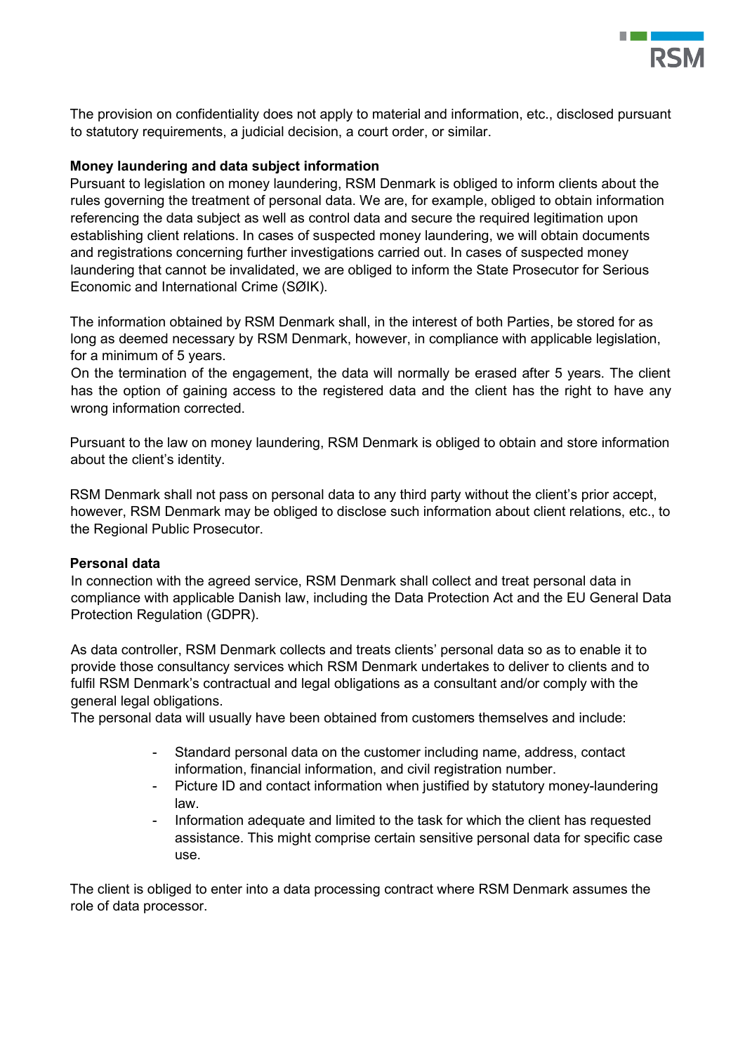The provision on confidentiality does not apply to material and information, etc., disclosed pursuant to statutory requirements, a judicial decision, a court order, or similar.

**Money laundering and data subject information**

Pursuant to legislation on money laundering, RSM Denmark is obliged to inform clients about the rules governing the treatment of personal data. We are, for example, obliged to obtain information referencing the data subject as well as control data and secure the required legitimation upon establishing client relations. In cases of suspected money laundering, we will obtain documents and registrations concerning further investigations carried out. In cases of suspected money laundering that cannot be invalidated, we are obliged to inform the State Prosecutor for Serious Economic and International Crime (SØIK).

The information obtained by RSM Denmark shall, in the interest of both Parties, be stored for as long as deemed necessary by RSM Denmark, however, in compliance with applicable legislation, for a minimum of 5 years.
On the termination of the engagement, the data will normally be erased after 5 years. The client has the option of gaining access to the registered data and the client has the right to have any wrong information corrected.

Pursuant to the law on money laundering, RSM Denmark is obliged to obtain and store information about the client's identity.

RSM Denmark shall not pass on personal data to any third party without the client's prior accept, however, RSM Denmark may be obliged to disclose such information about client relations, etc., to the Regional Public Prosecutor.

**Personal data**

In connection with the agreed service, RSM Denmark shall collect and treat personal data in compliance with applicable Danish law, including the Data Protection Act and the EU General Data Protection Regulation (GDPR).

As data controller, RSM Denmark collects and treats clients' personal data so as to enable it to provide those consultancy services which RSM Denmark undertakes to deliver to clients and to fulfil RSM Denmark's contractual and legal obligations as a consultant and/or comply with the general legal obligations.
The personal data will usually have been obtained from customers themselves and include:

- Standard personal data on the customer including name, address, contact information, financial information, and civil registration number.
- Picture ID and contact information when justified by statutory money-laundering law.
- Information adequate and limited to the task for which the client has requested assistance. This might comprise certain sensitive personal data for specific case use.

The client is obliged to enter into a data processing contract where RSM Denmark assumes the role of data processor.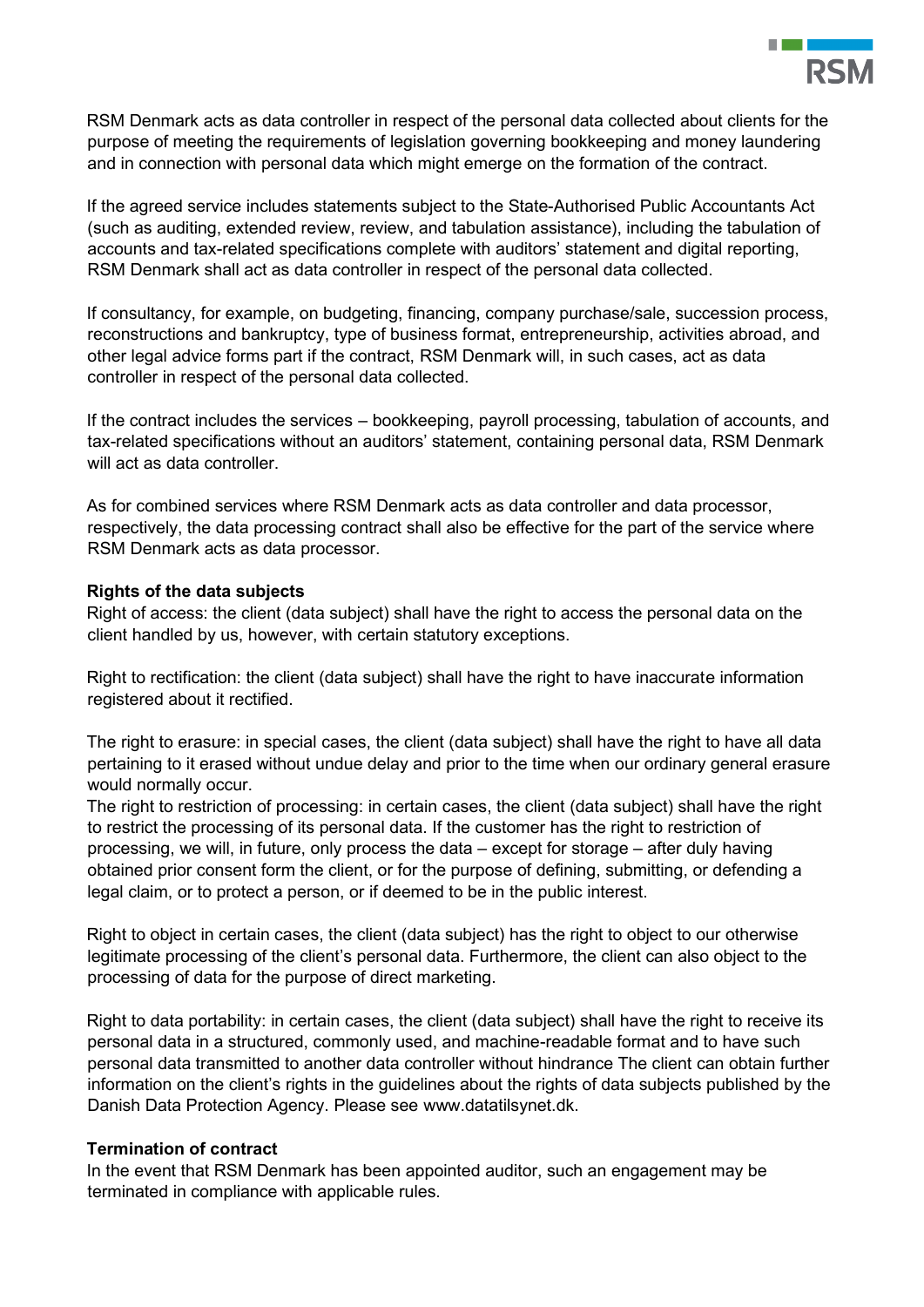RSM Denmark acts as data controller in respect of the personal data collected about clients for the purpose of meeting the requirements of legislation governing bookkeeping and money laundering and in connection with personal data which might emerge on the formation of the contract.

If the agreed service includes statements subject to the State-Authorised Public Accountants Act (such as auditing, extended review, review, and tabulation assistance), including the tabulation of accounts and tax-related specifications complete with auditors' statement and digital reporting, RSM Denmark shall act as data controller in respect of the personal data collected.

If consultancy, for example, on budgeting, financing, company purchase/sale, succession process, reconstructions and bankruptcy, type of business format, entrepreneurship, activities abroad, and other legal advice forms part if the contract, RSM Denmark will, in such cases, act as data controller in respect of the personal data collected.

If the contract includes the services – bookkeeping, payroll processing, tabulation of accounts, and tax-related specifications without an auditors' statement, containing personal data, RSM Denmark will act as data controller.

As for combined services where RSM Denmark acts as data controller and data processor, respectively, the data processing contract shall also be effective for the part of the service where RSM Denmark acts as data processor.

**Rights of the data subjects**

Right of access: the client (data subject) shall have the right to access the personal data on the client handled by us, however, with certain statutory exceptions.

Right to rectification: the client (data subject) shall have the right to have inaccurate information registered about it rectified.

The right to erasure: in special cases, the client (data subject) shall have the right to have all data pertaining to it erased without undue delay and prior to the time when our ordinary general erasure would normally occur.
The right to restriction of processing: in certain cases, the client (data subject) shall have the right to restrict the processing of its personal data. If the customer has the right to restriction of processing, we will, in future, only process the data – except for storage – after duly having obtained prior consent form the client, or for the purpose of defining, submitting, or defending a legal claim, or to protect a person, or if deemed to be in the public interest.

Right to object in certain cases, the client (data subject) has the right to object to our otherwise legitimate processing of the client's personal data. Furthermore, the client can also object to the processing of data for the purpose of direct marketing.

Right to data portability: in certain cases, the client (data subject) shall have the right to receive its personal data in a structured, commonly used, and machine-readable format and to have such personal data transmitted to another data controller without hindrance The client can obtain further information on the client's rights in the guidelines about the rights of data subjects published by the Danish Data Protection Agency. Please see www.datatilsynet.dk.

**Termination of contract**

In the event that RSM Denmark has been appointed auditor, such an engagement may be terminated in compliance with applicable rules.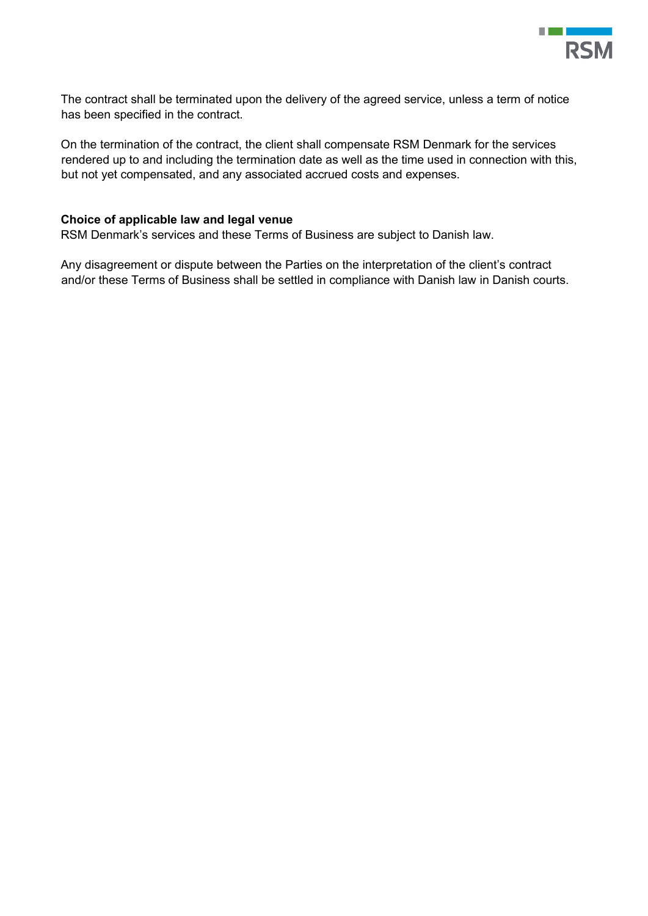The contract shall be terminated upon the delivery of the agreed service, unless a term of notice has been specified in the contract.

On the termination of the contract, the client shall compensate RSM Denmark for the services rendered up to and including the termination date as well as the time used in connection with this, but not yet compensated, and any associated accrued costs and expenses.

**Choice of applicable law and legal venue**

RSM Denmark's services and these Terms of Business are subject to Danish law.

Any disagreement or dispute between the Parties on the interpretation of the client's contract and/or these Terms of Business shall be settled in compliance with Danish law in Danish courts.